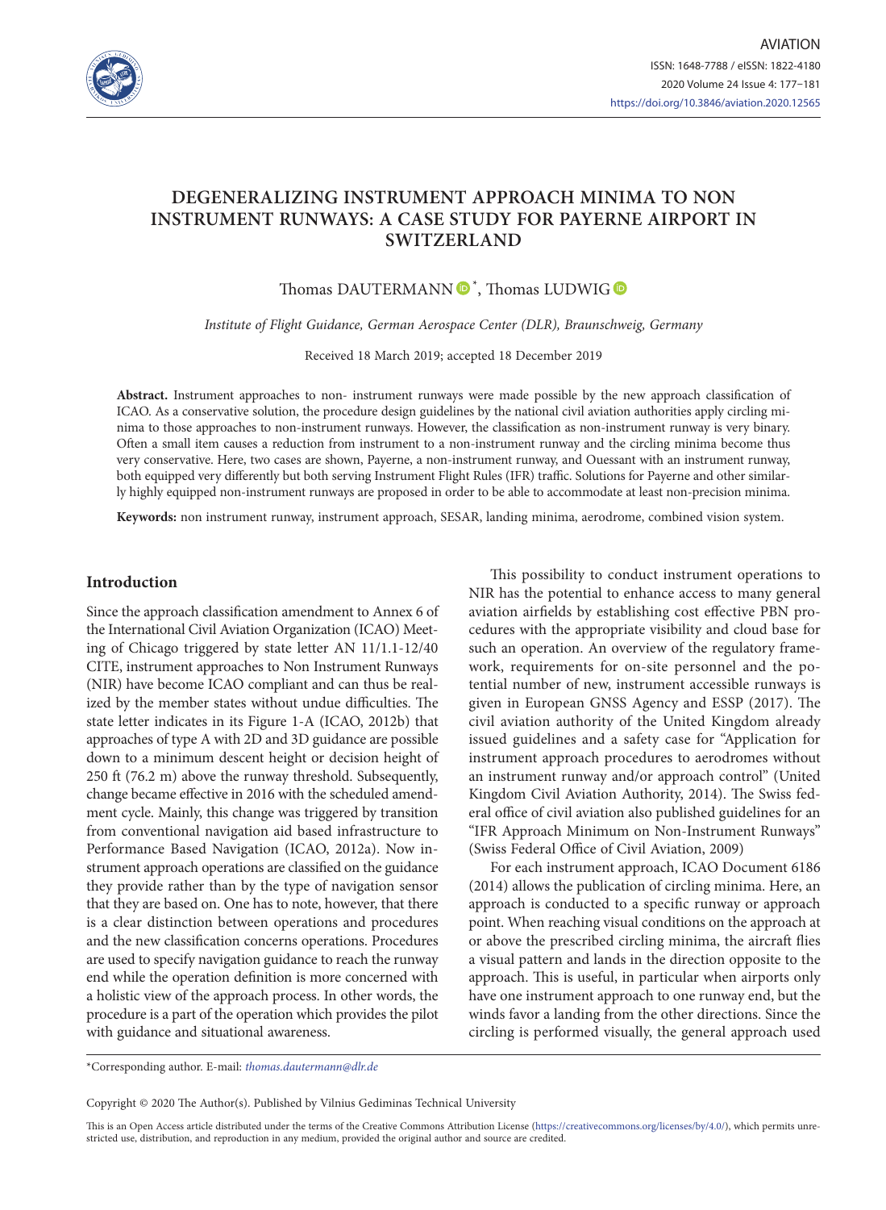# DEGENERALIZING INSTRUMENT APPROACH MINIMA TO NON INSTRUMENT RUNWAYS: A CASE STUDY FOR PAYERNE AIRPORT IN SWITZERLAND

Thomas DAUTERMANN *, Thomas LUDWIG

*Institute of Flight Guidance, German Aerospace Center (DLR), Braunschweig, Germany*

Received 18 March 2019; accepted 18 December 2019

**Abstract.** Instrument approaches to non- instrument runways were made possible by the new approach classification of ICAO. As a conservative solution, the procedure design guidelines by the national civil aviation authorities apply circling minima to those approaches to non-instrument runways. However, the classification as non-instrument runway is very binary. Often a small item causes a reduction from instrument to a non-instrument runway and the circling minima become thus very conservative. Here, two cases are shown, Payerne, a non-instrument runway, and Ouessant with an instrument runway, both equipped very differently but both serving Instrument Flight Rules (IFR) traffic. Solutions for Payerne and other similarly highly equipped non-instrument runways are proposed in order to be able to accommodate at least non-precision minima.

**Keywords:** non instrument runway, instrument approach, SESAR, landing minima, aerodrome, combined vision system.

## Introduction

Since the approach classification amendment to Annex 6 of the International Civil Aviation Organization (ICAO) Meeting of Chicago triggered by state letter AN 11/1.1-12/40 CITE, instrument approaches to Non Instrument Runways (NIR) have become ICAO compliant and can thus be realized by the member states without undue difficulties. The state letter indicates in its Figure 1-A (ICAO, 2012b) that approaches of type A with 2D and 3D guidance are possible down to a minimum descent height or decision height of 250 ft (76.2 m) above the runway threshold. Subsequently, change became effective in 2016 with the scheduled amendment cycle. Mainly, this change was triggered by transition from conventional navigation aid based infrastructure to Performance Based Navigation (ICAO, 2012a). Now instrument approach operations are classified on the guidance they provide rather than by the type of navigation sensor that they are based on. One has to note, however, that there is a clear distinction between operations and procedures and the new classification concerns operations. Procedures are used to specify navigation guidance to reach the runway end while the operation definition is more concerned with a holistic view of the approach process. In other words, the procedure is a part of the operation which provides the pilot with guidance and situational awareness.

This possibility to conduct instrument operations to NIR has the potential to enhance access to many general aviation airfields by establishing cost effective PBN procedures with the appropriate visibility and cloud base for such an operation. An overview of the regulatory framework, requirements for on-site personnel and the potential number of new, instrument accessible runways is given in European GNSS Agency and ESSP (2017). The civil aviation authority of the United Kingdom already issued guidelines and a safety case for "Application for instrument approach procedures to aerodromes without an instrument runway and/or approach control" (United Kingdom Civil Aviation Authority, 2014). The Swiss federal office of civil aviation also published guidelines for an "IFR Approach Minimum on Non-Instrument Runways" (Swiss Federal Office of Civil Aviation, 2009)

For each instrument approach, ICAO Document 6186 (2014) allows the publication of circling minima. Here, an approach is conducted to a specific runway or approach point. When reaching visual conditions on the approach at or above the prescribed circling minima, the aircraft flies a visual pattern and lands in the direction opposite to the approach. This is useful, in particular when airports only have one instrument approach to one runway end, but the winds favor a landing from the other directions. Since the circling is performed visually, the general approach used

*Corresponding author. E-mail: *thomas.dautermann@dlr.de*

Copyright © 2020 The Author(s). Published by Vilnius Gediminas Technical University

This is an Open Access article distributed under the terms of the Creative Commons Attribution License (https://creativecommons.org/licenses/by/4.0/), which permits unrestricted use, distribution, and reproduction in any medium, provided the original author and source are credited.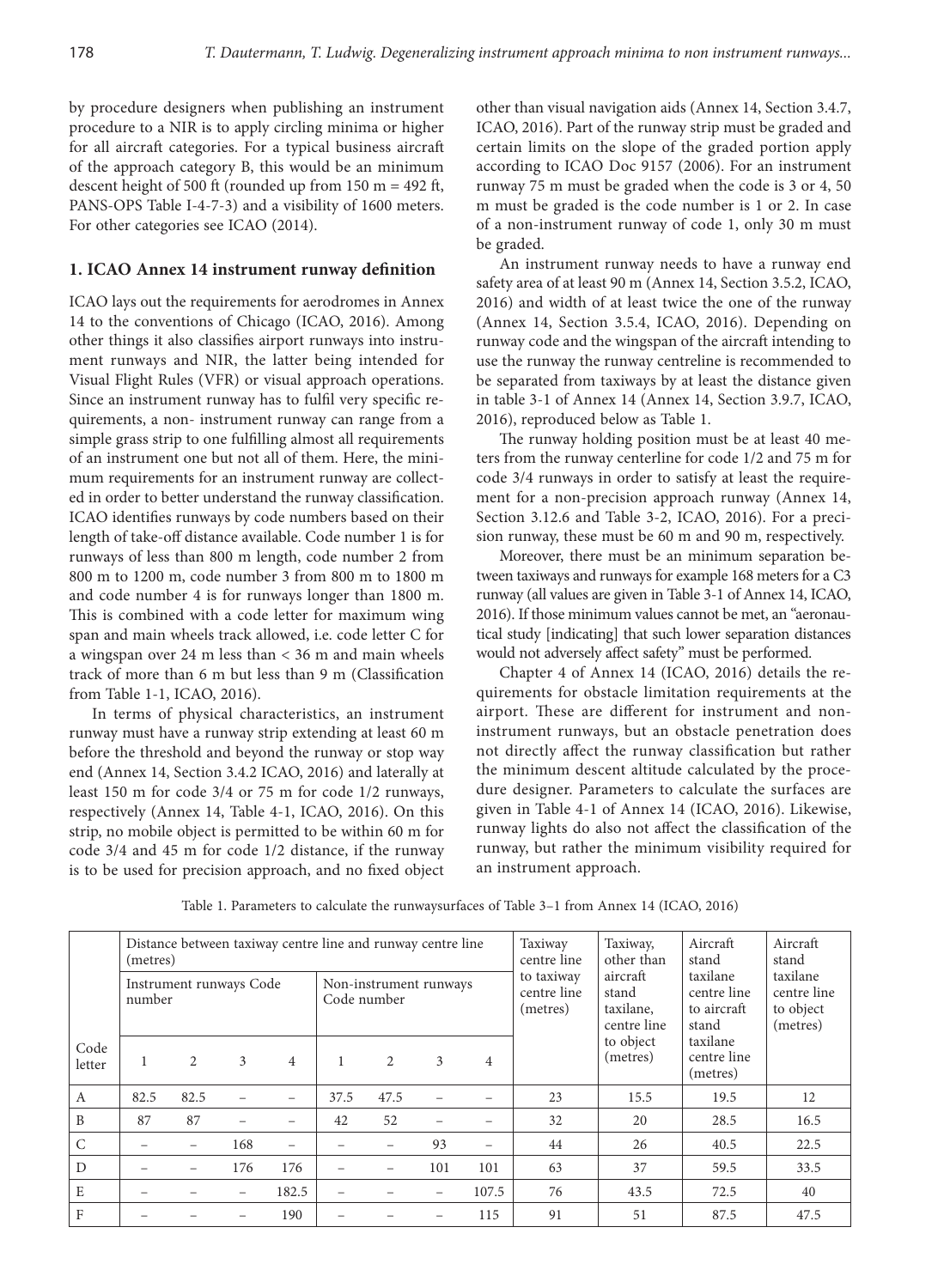by procedure designers when publishing an instrument procedure to a NIR is to apply circling minima or higher for all aircraft categories. For a typical business aircraft of the approach category B, this would be an minimum descent height of 500 ft (rounded up from 150 m = 492 ft, PANS-OPS Table I-4-7-3) and a visibility of 1600 meters. For other categories see ICAO (2014).

## 1. ICAO Annex 14 instrument runway definition

ICAO lays out the requirements for aerodromes in Annex 14 to the conventions of Chicago (ICAO, 2016). Among other things it also classifies airport runways into instrument runways and NIR, the latter being intended for Visual Flight Rules (VFR) or visual approach operations. Since an instrument runway has to fulfil very specific requirements, a non- instrument runway can range from a simple grass strip to one fulfilling almost all requirements of an instrument one but not all of them. Here, the minimum requirements for an instrument runway are collected in order to better understand the runway classification. ICAO identifies runways by code numbers based on their length of take-off distance available. Code number 1 is for runways of less than 800 m length, code number 2 from 800 m to 1200 m, code number 3 from 800 m to 1800 m and code number 4 is for runways longer than 1800 m. This is combined with a code letter for maximum wing span and main wheels track allowed, i.e. code letter C for a wingspan over 24 m less than < 36 m and main wheels track of more than 6 m but less than 9 m (Classification from Table 1-1, ICAO, 2016).

In terms of physical characteristics, an instrument runway must have a runway strip extending at least 60 m before the threshold and beyond the runway or stop way end (Annex 14, Section 3.4.2 ICAO, 2016) and laterally at least 150 m for code 3/4 or 75 m for code 1/2 runways, respectively (Annex 14, Table 4-1, ICAO, 2016). On this strip, no mobile object is permitted to be within 60 m for code 3/4 and 45 m for code 1/2 distance, if the runway is to be used for precision approach, and no fixed object other than visual navigation aids (Annex 14, Section 3.4.7, ICAO, 2016). Part of the runway strip must be graded and certain limits on the slope of the graded portion apply according to ICAO Doc 9157 (2006). For an instrument runway 75 m must be graded when the code is 3 or 4, 50 m must be graded is the code number is 1 or 2. In case of a non-instrument runway of code 1, only 30 m must be graded.

An instrument runway needs to have a runway end safety area of at least 90 m (Annex 14, Section 3.5.2, ICAO, 2016) and width of at least twice the one of the runway (Annex 14, Section 3.5.4, ICAO, 2016). Depending on runway code and the wingspan of the aircraft intending to use the runway the runway centreline is recommended to be separated from taxiways by at least the distance given in table 3-1 of Annex 14 (Annex 14, Section 3.9.7, ICAO, 2016), reproduced below as Table 1.

The runway holding position must be at least 40 meters from the runway centerline for code 1/2 and 75 m for code 3/4 runways in order to satisfy at least the requirement for a non-precision approach runway (Annex 14, Section 3.12.6 and Table 3-2, ICAO, 2016). For a precision runway, these must be 60 m and 90 m, respectively.

Moreover, there must be an minimum separation between taxiways and runways for example 168 meters for a C3 runway (all values are given in Table 3-1 of Annex 14, ICAO, 2016). If those minimum values cannot be met, an "aeronautical study [indicating] that such lower separation distances would not adversely affect safety" must be performed.

Chapter 4 of Annex 14 (ICAO, 2016) details the requirements for obstacle limitation requirements at the airport. These are different for instrument and non-instrument runways, but an obstacle penetration does not directly affect the runway classification but rather the minimum descent altitude calculated by the procedure designer. Parameters to calculate the surfaces are given in Table 4-1 of Annex 14 (ICAO, 2016). Likewise, runway lights do also not affect the classification of the runway, but rather the minimum visibility required for an instrument approach.

Table 1. Parameters to calculate the runwaysurfaces of Table 3–1 from Annex 14 (ICAO, 2016)

| | Distance between taxiway centre line and runway centre line (metres) | | | | | | | | Taxiway centre line to taxiway centre line (metres) | Taxiway, other than aircraft stand taxilane, centre line to object (metres) | Aircraft stand taxilane centre line to aircraft stand taxilane centre line (metres) | Aircraft stand taxilane centre line to object (metres) |
|---|---|---|---|---|---|---|---|---|---|---|---|---|
| | Instrument runways Code number | | | | Non-instrument runways Code number | | | | | | | |
| Code letter | 1 | 2 | 3 | 4 | 1 | 2 | 3 | 4 | | | | |
| A | 82.5 | 82.5 | – | – | 37.5 | 47.5 | – | – | 23 | 15.5 | 19.5 | 12 |
| B | 87 | 87 | – | – | 42 | 52 | – | – | 32 | 20 | 28.5 | 16.5 |
| C | – | – | 168 | – | – | – | 93 | – | 44 | 26 | 40.5 | 22.5 |
| D | – | – | 176 | 176 | – | – | 101 | 101 | 63 | 37 | 59.5 | 33.5 |
| E | – | – | – | 182.5 | – | – | – | 107.5 | 76 | 43.5 | 72.5 | 40 |
| F | – | – | – | 190 | – | – | – | 115 | 91 | 51 | 87.5 | 47.5 |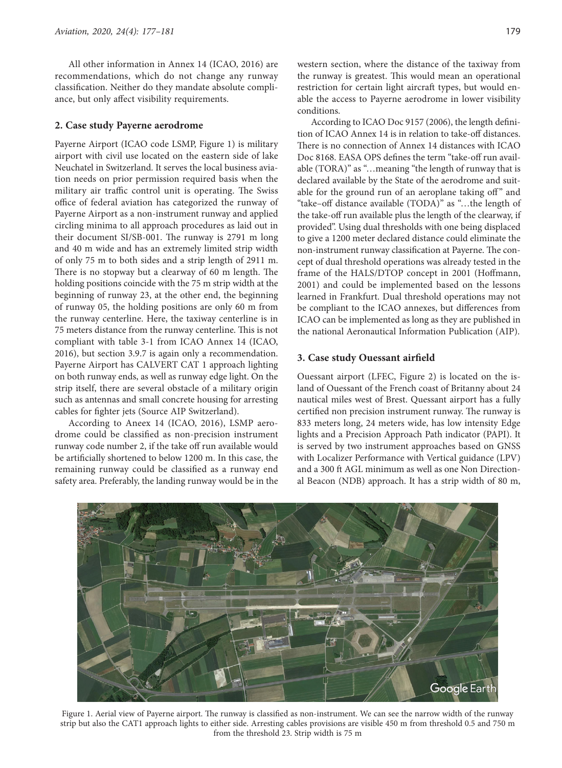All other information in Annex 14 (ICAO, 2016) are recommendations, which do not change any runway classification. Neither do they mandate absolute compliance, but only affect visibility requirements.

## 2. Case study Payerne aerodrome

Payerne Airport (ICAO code LSMP, Figure 1) is military airport with civil use located on the eastern side of lake Neuchatel in Switzerland. It serves the local business aviation needs on prior permission required basis when the military air traffic control unit is operating. The Swiss office of federal aviation has categorized the runway of Payerne Airport as a non-instrument runway and applied circling minima to all approach procedures as laid out in their document SI/SB-001. The runway is 2791 m long and 40 m wide and has an extremely limited strip width of only 75 m to both sides and a strip length of 2911 m. There is no stopway but a clearway of 60 m length. The holding positions coincide with the 75 m strip width at the beginning of runway 23, at the other end, the beginning of runway 05, the holding positions are only 60 m from the runway centerline. Here, the taxiway centerline is in 75 meters distance from the runway centerline. This is not compliant with table 3-1 from ICAO Annex 14 (ICAO, 2016), but section 3.9.7 is again only a recommendation. Payerne Airport has CALVERT CAT 1 approach lighting on both runway ends, as well as runway edge light. On the strip itself, there are several obstacle of a military origin such as antennas and small concrete housing for arresting cables for fighter jets (Source AIP Switzerland).

According to Aneex 14 (ICAO, 2016), LSMP aerodrome could be classified as non-precision instrument runway code number 2, if the take off run available would be artificially shortened to below 1200 m. In this case, the remaining runway could be classified as a runway end safety area. Preferably, the landing runway would be in the western section, where the distance of the taxiway from the runway is greatest. This would mean an operational restriction for certain light aircraft types, but would enable the access to Payerne aerodrome in lower visibility conditions.

According to ICAO Doc 9157 (2006), the length definition of ICAO Annex 14 is in relation to take-off distances. There is no connection of Annex 14 distances with ICAO Doc 8168. EASA OPS defines the term "take-off run available (TORA)" as "…meaning "the length of runway that is declared available by the State of the aerodrome and suitable for the ground run of an aeroplane taking off" and "take–off distance available (TODA)" as "…the length of the take-off run available plus the length of the clearway, if provided". Using dual thresholds with one being displaced to give a 1200 meter declared distance could eliminate the non-instrument runway classification at Payerne. The concept of dual threshold operations was already tested in the frame of the HALS/DTOP concept in 2001 (Hoffmann, 2001) and could be implemented based on the lessons learned in Frankfurt. Dual threshold operations may not be compliant to the ICAO annexes, but differences from ICAO can be implemented as long as they are published in the national Aeronautical Information Publication (AIP).

## 3. Case study Ouessant airfield

Ouessant airport (LFEC, Figure 2) is located on the island of Ouessant of the French coast of Britanny about 24 nautical miles west of Brest. Quessant airport has a fully certified non precision instrument runway. The runway is 833 meters long, 24 meters wide, has low intensity Edge lights and a Precision Approach Path indicator (PAPI). It is served by two instrument approaches based on GNSS with Localizer Performance with Vertical guidance (LPV) and a 300 ft AGL minimum as well as one Non Directional Beacon (NDB) approach. It has a strip width of 80 m,

Figure 1. Aerial view of Payerne airport. The runway is classified as non-instrument. We can see the narrow width of the runway strip but also the CAT1 approach lights to either side. Arresting cables provisions are visible 450 m from threshold 0.5 and 750 m from the threshold 23. Strip width is 75 m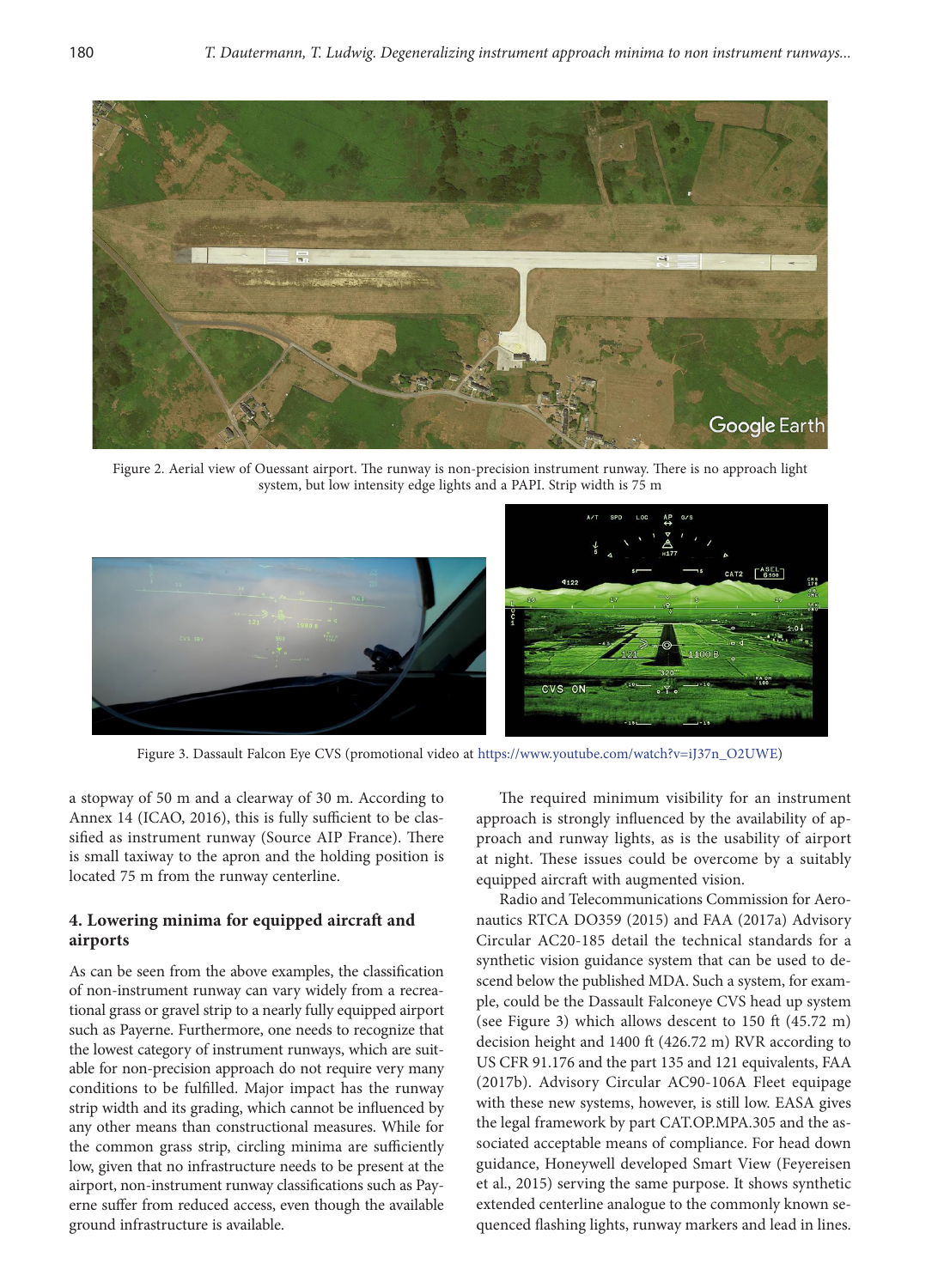Figure 2. Aerial view of Ouessant airport. The runway is non-precision instrument runway. There is no approach light system, but low intensity edge lights and a PAPI. Strip width is 75 m

Figure 3. Dassault Falcon Eye CVS (promotional video at https://www.youtube.com/watch?v=iJ37n_O2UWE)

a stopway of 50 m and a clearway of 30 m. According to Annex 14 (ICAO, 2016), this is fully sufficient to be classified as instrument runway (Source AIP France). There is small taxiway to the apron and the holding position is located 75 m from the runway centerline.

## 4. Lowering minima for equipped aircraft and airports

As can be seen from the above examples, the classification of non-instrument runway can vary widely from a recreational grass or gravel strip to a nearly fully equipped airport such as Payerne. Furthermore, one needs to recognize that the lowest category of instrument runways, which are suitable for non-precision approach do not require very many conditions to be fulfilled. Major impact has the runway strip width and its grading, which cannot be influenced by any other means than constructional measures. While for the common grass strip, circling minima are sufficiently low, given that no infrastructure needs to be present at the airport, non-instrument runway classifications such as Payerne suffer from reduced access, even though the available ground infrastructure is available.

The required minimum visibility for an instrument approach is strongly influenced by the availability of approach and runway lights, as is the usability of airport at night. These issues could be overcome by a suitably equipped aircraft with augmented vision.

Radio and Telecommunications Commission for Aeronautics RTCA DO359 (2015) and FAA (2017a) Advisory Circular AC20-185 detail the technical standards for a synthetic vision guidance system that can be used to descend below the published MDA. Such a system, for example, could be the Dassault Falconeye CVS head up system (see Figure 3) which allows descent to 150 ft (45.72 m) decision height and 1400 ft (426.72 m) RVR according to US CFR 91.176 and the part 135 and 121 equivalents, FAA (2017b). Advisory Circular AC90-106A Fleet equipage with these new systems, however, is still low. EASA gives the legal framework by part CAT.OP.MPA.305 and the associated acceptable means of compliance. For head down guidance, Honeywell developed Smart View (Feyereisen et al., 2015) serving the same purpose. It shows synthetic extended centerline analogue to the commonly known sequenced flashing lights, runway markers and lead in lines.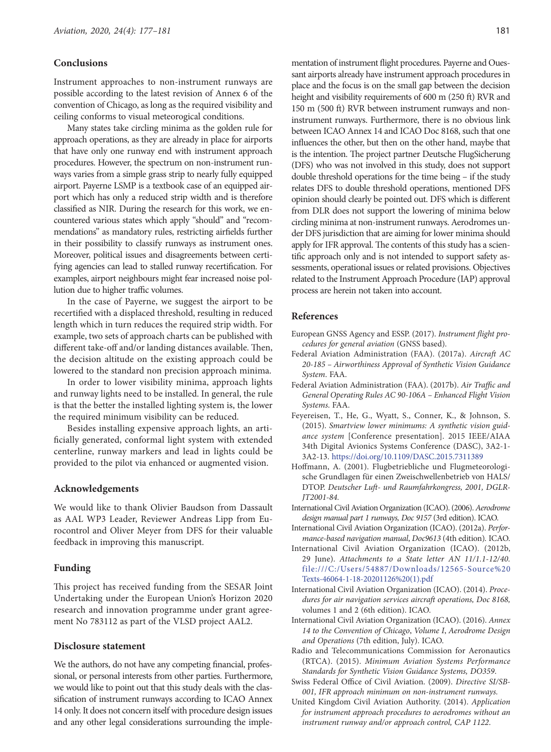## Conclusions

Instrument approaches to non-instrument runways are possible according to the latest revision of Annex 6 of the convention of Chicago, as long as the required visibility and ceiling conforms to visual meteorogical conditions.

Many states take circling minima as the golden rule for approach operations, as they are already in place for airports that have only one runway end with instrument approach procedures. However, the spectrum on non-instrument runways varies from a simple grass strip to nearly fully equipped airport. Payerne LSMP is a textbook case of an equipped airport which has only a reduced strip width and is therefore classified as NIR. During the research for this work, we encountered various states which apply "should" and "recommendations" as mandatory rules, restricting airfields further in their possibility to classify runways as instrument ones. Moreover, political issues and disagreements between certifying agencies can lead to stalled runway recertification. For examples, airport neighbours might fear increased noise pollution due to higher traffic volumes.

In the case of Payerne, we suggest the airport to be recertified with a displaced threshold, resulting in reduced length which in turn reduces the required strip width. For example, two sets of approach charts can be published with different take-off and/or landing distances available. Then, the decision altitude on the existing approach could be lowered to the standard non precision approach minima.

In order to lower visibility minima, approach lights and runway lights need to be installed. In general, the rule is that the better the installed lighting system is, the lower the required minimum visibility can be reduced.

Besides installing expensive approach lights, an artificially generated, conformal light system with extended centerline, runway markers and lead in lights could be provided to the pilot via enhanced or augmented vision.

## Acknowledgements

We would like to thank Olivier Baudson from Dassault as AAL WP3 Leader, Reviewer Andreas Lipp from Eurocontrol and Oliver Meyer from DFS for their valuable feedback in improving this manuscript.

## Funding

This project has received funding from the SESAR Joint Undertaking under the European Union's Horizon 2020 research and innovation programme under grant agreement No 783112 as part of the VLSD project AAL2.

## Disclosure statement

We the authors, do not have any competing financial, professional, or personal interests from other parties. Furthermore, we would like to point out that this study deals with the classification of instrument runways according to ICAO Annex 14 only. It does not concern itself with procedure design issues and any other legal considerations surrounding the implementation of instrument flight procedures. Payerne and Ouessant airports already have instrument approach procedures in place and the focus is on the small gap between the decision height and visibility requirements of 600 m (250 ft) RVR and 150 m (500 ft) RVR between instrument runways and non-instrument runways. Furthermore, there is no obvious link between ICAO Annex 14 and ICAO Doc 8168, such that one influences the other, but then on the other hand, maybe that is the intention. The project partner Deutsche FlugSicherung (DFS) who was not involved in this study, does not support double threshold operations for the time being – if the study relates DFS to double threshold operations, mentioned DFS opinion should clearly be pointed out. DFS which is different from DLR does not support the lowering of minima below circling minima at non-instrument runways. Aerodromes under DFS jurisdiction that are aiming for lower minima should apply for IFR approval. The contents of this study has a scientific approach only and is not intended to support safety assessments, operational issues or related provisions. Objectives related to the Instrument Approach Procedure (IAP) approval process are herein not taken into account.

## References

European GNSS Agency and ESSP. (2017). *Instrument flight procedures for general aviation* (GNSS based).

Federal Aviation Administration (FAA). (2017a). *Aircraft AC 20-185 – Airworthiness Approval of Synthetic Vision Guidance System*. FAA.

Federal Aviation Administration (FAA). (2017b). *Air Traffic and General Operating Rules AC 90-106A – Enhanced Flight Vision Systems*. FAA.

Feyereisen, T., He, G., Wyatt, S., Conner, K., & Johnson, S. (2015). *Smartview lower minimums: A synthetic vision guidance system* [Conference presentation]. 2015 IEEE/AIAA 34th Digital Avionics Systems Conference (DASC), 3A2-1-3A2-13. https://doi.org/10.1109/DASC.2015.7311389

Hoffmann, A. (2001). Flugbetriebliche und Flugmeteorologische Grundlagen für einen Zweischwellenbetrieb von HALS/DTOP. *Deutscher Luft- und Raumfahrkongress, 2001, DGLR-JT2001-84.*

International Civil Aviation Organization (ICAO). (2006). *Aerodrome design manual part 1 runways, Doc 9157* (3rd edition). ICAO.

International Civil Aviation Organization (ICAO). (2012a). *Performance-based navigation manual*, *Doc9613* (4th edition). ICAO.

International Civil Aviation Organization (ICAO). (2012b, 29 June). *Attachments to a State letter AN 11/1.1-12/40.* file:///C:/Users/54887/Downloads/12565-Source%20Texts-46064-1-18-20201126%20(1).pdf

International Civil Aviation Organization (ICAO). (2014). *Procedures for air navigation services aircraft operations, Doc 8168,* volumes 1 and 2 (6th edition). ICAO.

International Civil Aviation Organization (ICAO). (2016). *Annex 14 to the Convention of Chicago*, *Volume I*, *Aerodrome Design and Operations* (7th edition, July). ICAO.

Radio and Telecommunications Commission for Aeronautics (RTCA). (2015). *Minimum Aviation Systems Performance Standards for Synthetic Vision Guidance Systems, DO359*.

Swiss Federal Office of Civil Aviation. (2009). *Directive SI/SB-001, IFR approach minimum on non-instrument runways*.

United Kingdom Civil Aviation Authority. (2014). *Application for instrument approach procedures to aerodromes without an instrument runway and/or approach control, CAP 1122*.